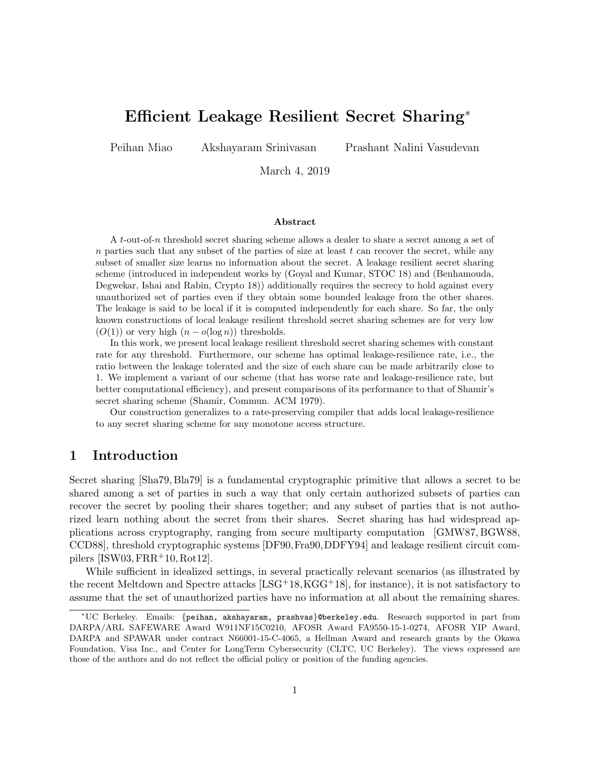# Efficient Leakage Resilient Secret Sharing[*]

Peihan Miao  Akshayaram Srinivasan  Prashant Nalini Vasudevan

March 4, 2019

### Abstract

A $t$-out-of-$n$ threshold secret sharing scheme allows a dealer to share a secret among a set of $n$ parties such that any subset of the parties of size at least $t$ can recover the secret, while any subset of smaller size learns no information about the secret. A leakage resilient secret sharing scheme (introduced in independent works by (Goyal and Kumar, STOC 18) and (Benhamouda, Degwekar, Ishai and Rabin, Crypto 18)) additionally requires the secrecy to hold against every unauthorized set of parties even if they obtain some bounded leakage from the other shares. The leakage is said to be local if it is computed independently for each share. So far, the only known constructions of local leakage resilient threshold secret sharing schemes are for very low ($O(1)$) or very high ($n - o(\log n)$) thresholds.

In this work, we present local leakage resilient threshold secret sharing schemes with constant rate for any threshold. Furthermore, our scheme has optimal leakage-resilience rate, i.e., the ratio between the leakage tolerated and the size of each share can be made arbitrarily close to 1. We implement a variant of our scheme (that has worse rate and leakage-resilience rate, but better computational efficiency), and present comparisons of its performance to that of Shamir's secret sharing scheme (Shamir, Commun. ACM 1979).

Our construction generalizes to a rate-preserving compiler that adds local leakage-resilience to any secret sharing scheme for any monotone access structure.

## 1 Introduction

Secret sharing [Sha79, Bla79] is a fundamental cryptographic primitive that allows a secret to be shared among a set of parties in such a way that only certain authorized subsets of parties can recover the secret by pooling their shares together; and any subset of parties that is not authorized learn nothing about the secret from their shares. Secret sharing has had widespread applications across cryptography, ranging from secure multiparty computation [GMW87, BGW88, CCD88], threshold cryptographic systems [DF90, Fra90, DDFY94] and leakage resilient circuit compilers [ISW03, FRR+10, Rot12].

While sufficient in idealized settings, in several practically relevant scenarios (as illustrated by the recent Meltdown and Spectre attacks [LSG+18, KGG+18], for instance), it is not satisfactory to assume that the set of unauthorized parties have no information at all about the remaining shares.

[*] UC Berkeley. Emails: {peihan, akshayaram, prashvas}@berkeley.edu. Research supported in part from DARPA/ARL SAFEWARE Award W911NF15C0210, AFOSR Award FA9550-15-1-0274, AFOSR YIP Award, DARPA and SPAWAR under contract N66001-15-C-4065, a Hellman Award and research grants by the Okawa Foundation, Visa Inc., and Center for LongTerm Cybersecurity (CLTC, UC Berkeley). The views expressed are those of the authors and do not reflect the official policy or position of the funding agencies.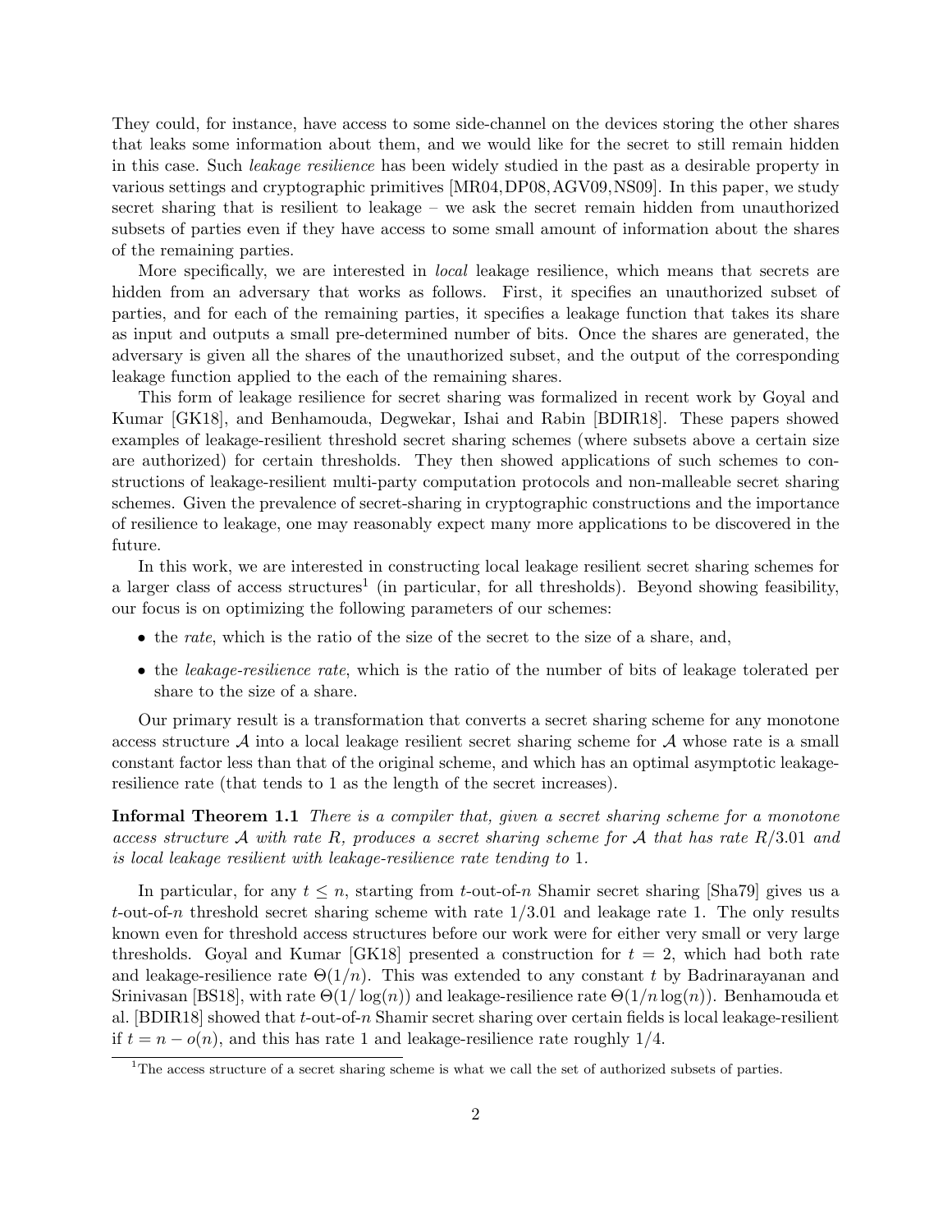They could, for instance, have access to some side-channel on the devices storing the other shares that leaks some information about them, and we would like for the secret to still remain hidden in this case. Such *leakage resilience* has been widely studied in the past as a desirable property in various settings and cryptographic primitives [MR04, DP08, AGV09, NS09]. In this paper, we study secret sharing that is resilient to leakage – we ask the secret remain hidden from unauthorized subsets of parties even if they have access to some small amount of information about the shares of the remaining parties.

More specifically, we are interested in *local* leakage resilience, which means that secrets are hidden from an adversary that works as follows. First, it specifies an unauthorized subset of parties, and for each of the remaining parties, it specifies a leakage function that takes its share as input and outputs a small pre-determined number of bits. Once the shares are generated, the adversary is given all the shares of the unauthorized subset, and the output of the corresponding leakage function applied to the each of the remaining shares.

This form of leakage resilience for secret sharing was formalized in recent work by Goyal and Kumar [GK18], and Benhamouda, Degwekar, Ishai and Rabin [BDIR18]. These papers showed examples of leakage-resilient threshold secret sharing schemes (where subsets above a certain size are authorized) for certain thresholds. They then showed applications of such schemes to constructions of leakage-resilient multi-party computation protocols and non-malleable secret sharing schemes. Given the prevalence of secret-sharing in cryptographic constructions and the importance of resilience to leakage, one may reasonably expect many more applications to be discovered in the future.

In this work, we are interested in constructing local leakage resilient secret sharing schemes for a larger class of access structures[1] (in particular, for all thresholds). Beyond showing feasibility, our focus is on optimizing the following parameters of our schemes:

- the *rate*, which is the ratio of the size of the secret to the size of a share, and,
- the *leakage-resilience rate*, which is the ratio of the number of bits of leakage tolerated per share to the size of a share.

Our primary result is a transformation that converts a secret sharing scheme for any monotone access structure $\mathcal{A}$ into a local leakage resilient secret sharing scheme for $\mathcal{A}$ whose rate is a small constant factor less than that of the original scheme, and which has an optimal asymptotic leakage-resilience rate (that tends to 1 as the length of the secret increases).

**Informal Theorem 1.1** *There is a compiler that, given a secret sharing scheme for a monotone access structure $\mathcal{A}$ with rate $R$, produces a secret sharing scheme for $\mathcal{A}$ that has rate $R/3.01$ and is local leakage resilient with leakage-resilience rate tending to 1.*

In particular, for any $t \leq n$, starting from $t$-out-of-$n$ Shamir secret sharing [Sha79] gives us a $t$-out-of-$n$ threshold secret sharing scheme with rate $1/3.01$ and leakage rate 1. The only results known even for threshold access structures before our work were for either very small or very large thresholds. Goyal and Kumar [GK18] presented a construction for $t = 2$, which had both rate and leakage-resilience rate $\Theta(1/n)$. This was extended to any constant $t$ by Badrinarayanan and Srinivasan [BS18], with rate $\Theta(1/\log(n))$ and leakage-resilience rate $\Theta(1/n \log(n))$. Benhamouda et al. [BDIR18] showed that $t$-out-of-$n$ Shamir secret sharing over certain fields is local leakage-resilient if $t = n - o(n)$, and this has rate 1 and leakage-resilience rate roughly $1/4$.

[1] The access structure of a secret sharing scheme is what we call the set of authorized subsets of parties.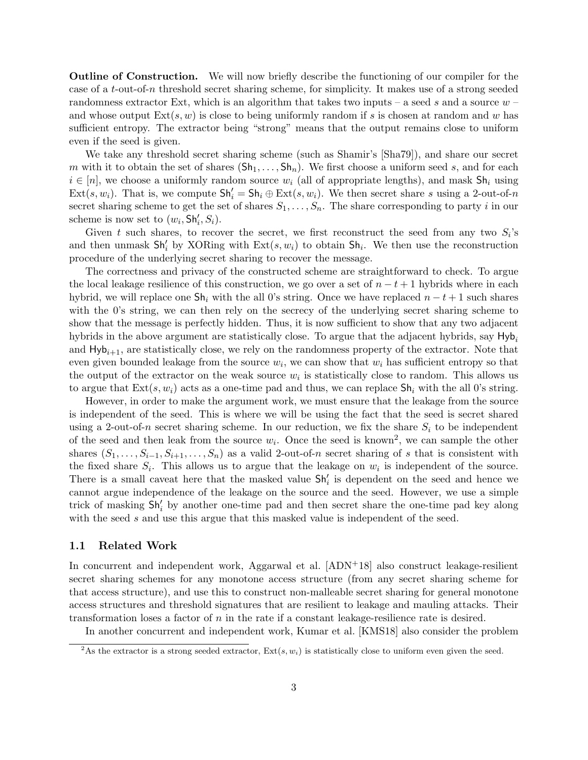**Outline of Construction.** We will now briefly describe the functioning of our compiler for the case of a $t$-out-of-$n$ threshold secret sharing scheme, for simplicity. It makes use of a strong seeded randomness extractor Ext, which is an algorithm that takes two inputs – a seed $s$ and a source $w$ – and whose output $\mathrm{Ext}(s, w)$ is close to being uniformly random if $s$ is chosen at random and $w$ has sufficient entropy. The extractor being "strong" means that the output remains close to uniform even if the seed is given.

We take any threshold secret sharing scheme (such as Shamir's [Sha79]), and share our secret $m$ with it to obtain the set of shares $(\mathsf{Sh}_1, \ldots, \mathsf{Sh}_n)$. We first choose a uniform seed $s$, and for each $i \in [n]$, we choose a uniformly random source $w_i$ (all of appropriate lengths), and mask $\mathsf{Sh}_i$ using $\mathrm{Ext}(s, w_i)$. That is, we compute $\mathsf{Sh}'_i = \mathsf{Sh}_i \oplus \mathrm{Ext}(s, w_i)$. We then secret share $s$ using a 2-out-of-$n$ secret sharing scheme to get the set of shares $S_1, \ldots, S_n$. The share corresponding to party $i$ in our scheme is now set to $(w_i, \mathsf{Sh}'_i, S_i)$.

Given $t$ such shares, to recover the secret, we first reconstruct the seed from any two $S_i$'s and then unmask $\mathsf{Sh}'_i$ by XORing with $\mathrm{Ext}(s, w_i)$ to obtain $\mathsf{Sh}_i$. We then use the reconstruction procedure of the underlying secret sharing to recover the message.

The correctness and privacy of the constructed scheme are straightforward to check. To argue the local leakage resilience of this construction, we go over a set of $n - t + 1$ hybrids where in each hybrid, we will replace one $\mathsf{Sh}_i$ with the all 0's string. Once we have replaced $n - t + 1$ such shares with the 0's string, we can then rely on the secrecy of the underlying secret sharing scheme to show that the message is perfectly hidden. Thus, it is now sufficient to show that any two adjacent hybrids in the above argument are statistically close. To argue that the adjacent hybrids, say $\mathsf{Hyb}_i$ and $\mathsf{Hyb}_{i+1}$, are statistically close, we rely on the randomness property of the extractor. Note that even given bounded leakage from the source $w_i$, we can show that $w_i$ has sufficient entropy so that the output of the extractor on the weak source $w_i$ is statistically close to random. This allows us to argue that $\mathrm{Ext}(s, w_i)$ acts as a one-time pad and thus, we can replace $\mathsf{Sh}_i$ with the all 0's string.

However, in order to make the argument work, we must ensure that the leakage from the source is independent of the seed. This is where we will be using the fact that the seed is secret shared using a 2-out-of-$n$ secret sharing scheme. In our reduction, we fix the share $S_i$ to be independent of the seed and then leak from the source $w_i$. Once the seed is known[2], we can sample the other shares $(S_1, \ldots, S_{i-1}, S_{i+1}, \ldots, S_n)$ as a valid 2-out-of-$n$ secret sharing of $s$ that is consistent with the fixed share $S_i$. This allows us to argue that the leakage on $w_i$ is independent of the source. There is a small caveat here that the masked value $\mathsf{Sh}'_i$ is dependent on the seed and hence we cannot argue independence of the leakage on the source and the seed. However, we use a simple trick of masking $\mathsf{Sh}'_i$ by another one-time pad and then secret share the one-time pad key along with the seed $s$ and use this argue that this masked value is independent of the seed.

## 1.1 Related Work

In concurrent and independent work, Aggarwal et al. [ADN+18] also construct leakage-resilient secret sharing schemes for any monotone access structure (from any secret sharing scheme for that access structure), and use this to construct non-malleable secret sharing for general monotone access structures and threshold signatures that are resilient to leakage and mauling attacks. Their transformation loses a factor of $n$ in the rate if a constant leakage-resilience rate is desired.

In another concurrent and independent work, Kumar et al. [KMS18] also consider the problem

[2] As the extractor is a strong seeded extractor, $\mathrm{Ext}(s, w_i)$ is statistically close to uniform even given the seed.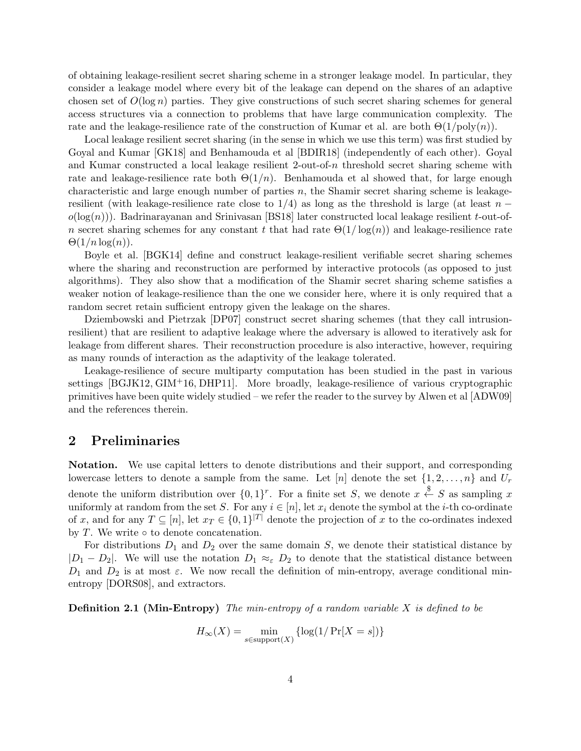of obtaining leakage-resilient secret sharing scheme in a stronger leakage model. In particular, they consider a leakage model where every bit of the leakage can depend on the shares of an adaptive chosen set of $O(\log n)$ parties. They give constructions of such secret sharing schemes for general access structures via a connection to problems that have large communication complexity. The rate and the leakage-resilience rate of the construction of Kumar et al. are both $\Theta(1/\mathrm{poly}(n))$.

Local leakage resilient secret sharing (in the sense in which we use this term) was first studied by Goyal and Kumar [GK18] and Benhamouda et al [BDIR18] (independently of each other). Goyal and Kumar constructed a local leakage resilient 2-out-of-$n$ threshold secret sharing scheme with rate and leakage-resilience rate both $\Theta(1/n)$. Benhamouda et al showed that, for large enough characteristic and large enough number of parties $n$, the Shamir secret sharing scheme is leakage-resilient (with leakage-resilience rate close to $1/4$) as long as the threshold is large (at least $n - o(\log(n))$). Badrinarayanan and Srinivasan [BS18] later constructed local leakage resilient $t$-out-of-$n$ secret sharing schemes for any constant $t$ that had rate $\Theta(1/\log(n))$ and leakage-resilience rate $\Theta(1/n\log(n))$.

Boyle et al. [BGK14] define and construct leakage-resilient verifiable secret sharing schemes where the sharing and reconstruction are performed by interactive protocols (as opposed to just algorithms). They also show that a modification of the Shamir secret sharing scheme satisfies a weaker notion of leakage-resilience than the one we consider here, where it is only required that a random secret retain sufficient entropy given the leakage on the shares.

Dziembowski and Pietrzak [DP07] construct secret sharing schemes (that they call intrusion-resilient) that are resilient to adaptive leakage where the adversary is allowed to iteratively ask for leakage from different shares. Their reconstruction procedure is also interactive, however, requiring as many rounds of interaction as the adaptivity of the leakage tolerated.

Leakage-resilience of secure multiparty computation has been studied in the past in various settings [BGJK12, GIM+16, DHP11]. More broadly, leakage-resilience of various cryptographic primitives have been quite widely studied – we refer the reader to the survey by Alwen et al [ADW09] and the references therein.

## 2 Preliminaries

**Notation.** We use capital letters to denote distributions and their support, and corresponding lowercase letters to denote a sample from the same. Let $[n]$ denote the set $\{1, 2, \ldots, n\}$ and $U_r$ denote the uniform distribution over $\{0,1\}^r$. For a finite set $S$, we denote $x \xleftarrow{\$} S$ as sampling $x$ uniformly at random from the set $S$. For any $i \in [n]$, let $x_i$ denote the symbol at the $i$-th co-ordinate of $x$, and for any $T \subseteq [n]$, let $x_T \in \{0,1\}^{|T|}$ denote the projection of $x$ to the co-ordinates indexed by $T$. We write $\circ$ to denote concatenation.

For distributions $D_1$ and $D_2$ over the same domain $S$, we denote their statistical distance by $|D_1 - D_2|$. We will use the notation $D_1 \approx_\varepsilon D_2$ to denote that the statistical distance between $D_1$ and $D_2$ is at most $\varepsilon$. We now recall the definition of min-entropy, average conditional min-entropy [DORS08], and extractors.

**Definition 2.1 (Min-Entropy)** *The min-entropy of a random variable $X$ is defined to be*

$$H_\infty(X) = \min_{s \in \mathrm{support}(X)} \{\log(1/\Pr[X = s])\}$$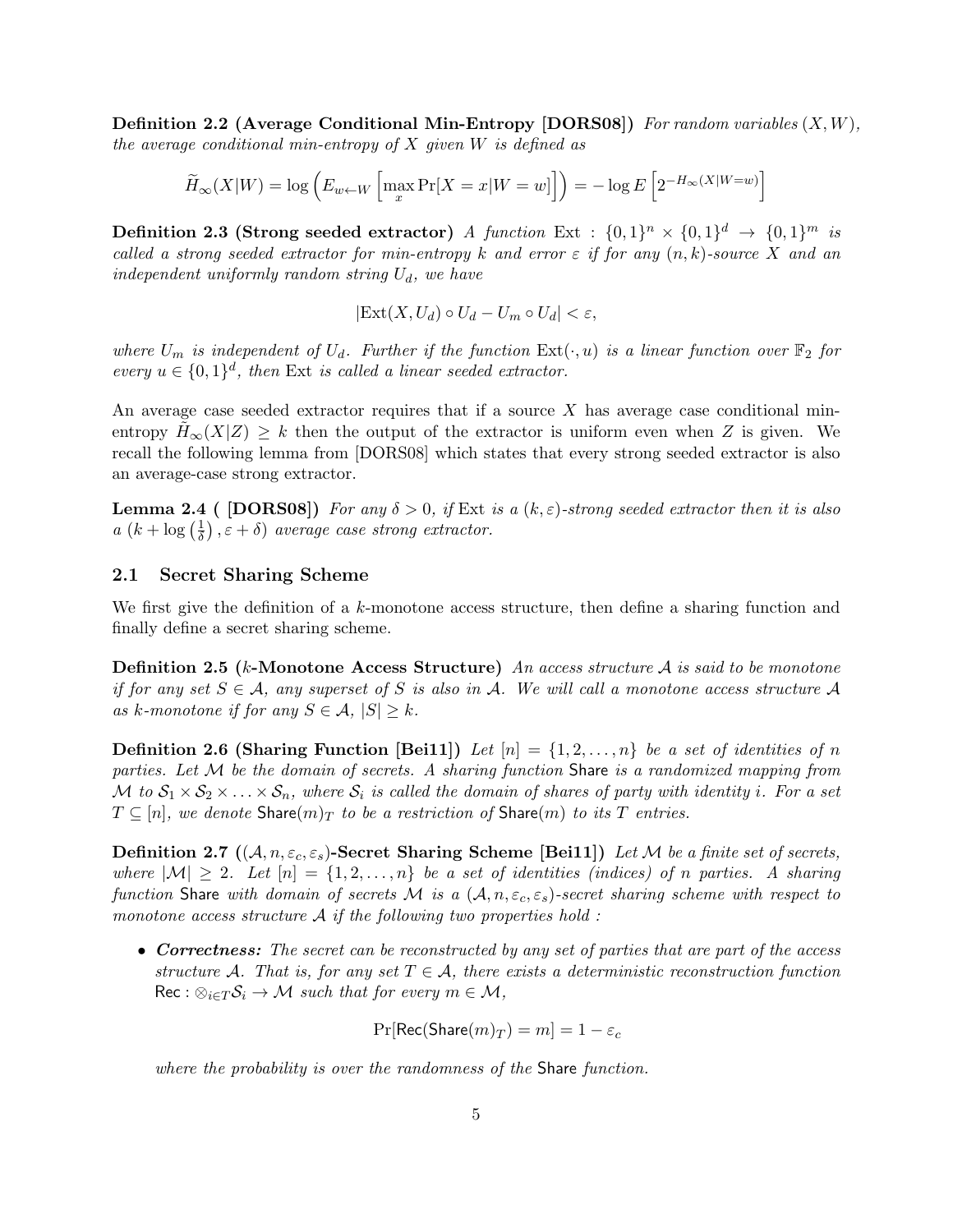**Definition 2.2 (Average Conditional Min-Entropy [DORS08])** *For random variables $(X, W)$, the average conditional min-entropy of $X$ given $W$ is defined as*

$$\widetilde{H}_\infty(X|W) = \log\left(E_{w \leftarrow W}\left[\max_x \Pr[X = x|W = w]\right]\right) = -\log E\left[2^{-H_\infty(X|W=w)}\right]$$

**Definition 2.3 (Strong seeded extractor)** *A function $\mathrm{Ext} : \{0,1\}^n \times \{0,1\}^d \to \{0,1\}^m$ is called a strong seeded extractor for min-entropy $k$ and error $\varepsilon$ if for any $(n,k)$-source $X$ and an independent uniformly random string $U_d$, we have*

$$|\mathrm{Ext}(X, U_d) \circ U_d - U_m \circ U_d| < \varepsilon,$$

*where $U_m$ is independent of $U_d$. Further if the function $\mathrm{Ext}(\cdot, u)$ is a linear function over $\mathbb{F}_2$ for every $u \in \{0,1\}^d$, then $\mathrm{Ext}$ is called a linear seeded extractor.*

An average case seeded extractor requires that if a source $X$ has average case conditional min-entropy $\widetilde{H}_\infty(X|Z) \geq k$ then the output of the extractor is uniform even when $Z$ is given. We recall the following lemma from [DORS08] which states that every strong seeded extractor is also an average-case strong extractor.

**Lemma 2.4 ( [DORS08])** *For any $\delta > 0$, if $\mathrm{Ext}$ is a $(k, \varepsilon)$-strong seeded extractor then it is also a $\left(k + \log\left(\frac{1}{\delta}\right), \varepsilon + \delta\right)$ average case strong extractor.*

## 2.1 Secret Sharing Scheme

We first give the definition of a $k$-monotone access structure, then define a sharing function and finally define a secret sharing scheme.

**Definition 2.5 ($k$-Monotone Access Structure)** *An access structure $\mathcal{A}$ is said to be monotone if for any set $S \in \mathcal{A}$, any superset of $S$ is also in $\mathcal{A}$. We will call a monotone access structure $\mathcal{A}$ as $k$-monotone if for any $S \in \mathcal{A}$, $|S| \geq k$.*

**Definition 2.6 (Sharing Function [Bei11])** *Let $[n] = \{1, 2, \ldots, n\}$ be a set of identities of $n$ parties. Let $\mathcal{M}$ be the domain of secrets. A sharing function $\mathsf{Share}$ is a randomized mapping from $\mathcal{M}$ to $\mathcal{S}_1 \times \mathcal{S}_2 \times \ldots \times \mathcal{S}_n$, where $\mathcal{S}_i$ is called the domain of shares of party with identity $i$. For a set $T \subseteq [n]$, we denote $\mathsf{Share}(m)_T$ to be a restriction of $\mathsf{Share}(m)$ to its $T$ entries.*

**Definition 2.7 ($(\mathcal{A}, n, \varepsilon_c, \varepsilon_s)$-Secret Sharing Scheme [Bei11])** *Let $\mathcal{M}$ be a finite set of secrets, where $|\mathcal{M}| \geq 2$. Let $[n] = \{1, 2, \ldots, n\}$ be a set of identities (indices) of $n$ parties. A sharing function $\mathsf{Share}$ with domain of secrets $\mathcal{M}$ is a $(\mathcal{A}, n, \varepsilon_c, \varepsilon_s)$-secret sharing scheme with respect to monotone access structure $\mathcal{A}$ if the following two properties hold :*

- ***Correctness:*** *The secret can be reconstructed by any set of parties that are part of the access structure $\mathcal{A}$. That is, for any set $T \in \mathcal{A}$, there exists a deterministic reconstruction function $\mathsf{Rec} : \otimes_{i \in T} \mathcal{S}_i \to \mathcal{M}$ such that for every $m \in \mathcal{M}$,*

  $$\Pr[\mathsf{Rec}(\mathsf{Share}(m)_T) = m] = 1 - \varepsilon_c$$

  *where the probability is over the randomness of the $\mathsf{Share}$ function.*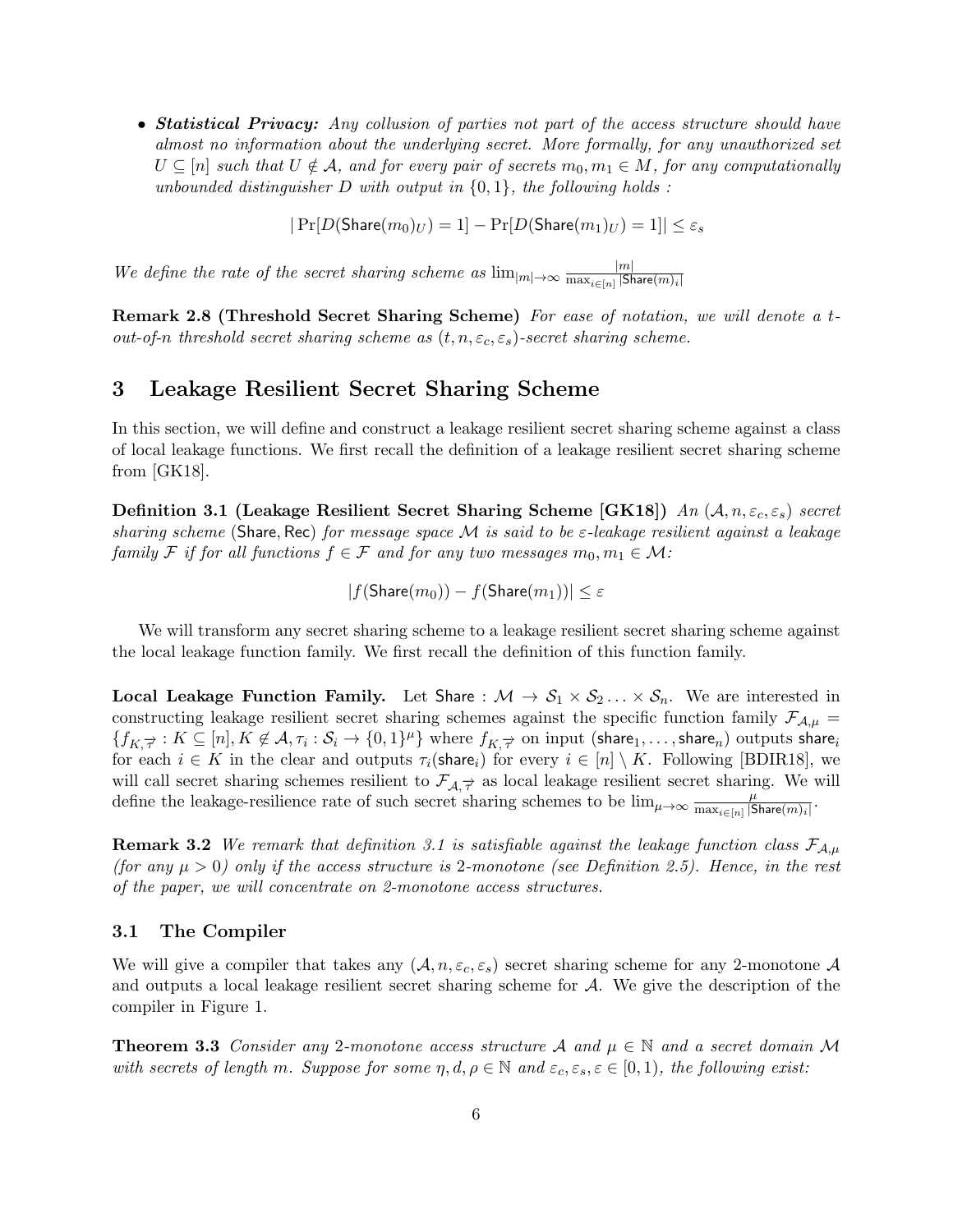- ***Statistical Privacy:*** *Any collusion of parties not part of the access structure should have almost no information about the underlying secret. More formally, for any unauthorized set $U \subseteq [n]$ such that $U \notin \mathcal{A}$, and for every pair of secrets $m_0, m_1 \in M$, for any computationally unbounded distinguisher $D$ with output in $\{0,1\}$, the following holds :*

$$|\Pr[D(\mathsf{Share}(m_0)_U) = 1] - \Pr[D(\mathsf{Share}(m_1)_U) = 1]| \le \varepsilon_s$$

*We define the rate of the secret sharing scheme as* $\lim_{|m|\to\infty} \frac{|m|}{\max_{i\in[n]} |\mathsf{Share}(m)_i|}$

**Remark 2.8 (Threshold Secret Sharing Scheme)** *For ease of notation, we will denote a $t$-out-of-$n$ threshold secret sharing scheme as $(t, n, \varepsilon_c, \varepsilon_s)$-secret sharing scheme.*

# 3 Leakage Resilient Secret Sharing Scheme

In this section, we will define and construct a leakage resilient secret sharing scheme against a class of local leakage functions. We first recall the definition of a leakage resilient secret sharing scheme from [GK18].

**Definition 3.1 (Leakage Resilient Secret Sharing Scheme [GK18])** *An $(\mathcal{A}, n, \varepsilon_c, \varepsilon_s)$ secret sharing scheme* ($\mathsf{Share}, \mathsf{Rec}$) *for message space $\mathcal{M}$ is said to be $\varepsilon$-leakage resilient against a leakage family $\mathcal{F}$ if for all functions $f \in \mathcal{F}$ and for any two messages $m_0, m_1 \in \mathcal{M}$:*

$$|f(\mathsf{Share}(m_0)) - f(\mathsf{Share}(m_1))| \le \varepsilon$$

We will transform any secret sharing scheme to a leakage resilient secret sharing scheme against the local leakage function family. We first recall the definition of this function family.

**Local Leakage Function Family.** Let $\mathsf{Share} : \mathcal{M} \to \mathcal{S}_1 \times \mathcal{S}_2 \ldots \times \mathcal{S}_n$. We are interested in constructing leakage resilient secret sharing schemes against the specific function family $\mathcal{F}_{\mathcal{A},\mu} = \{f_{K,\vec{\tau}} : K \subseteq [n], K \notin \mathcal{A}, \tau_i : \mathcal{S}_i \to \{0,1\}^\mu\}$ where $f_{K,\vec{\tau}}$ on input $(\mathsf{share}_1, \ldots, \mathsf{share}_n)$ outputs $\mathsf{share}_i$ for each $i \in K$ in the clear and outputs $\tau_i(\mathsf{share}_i)$ for every $i \in [n] \setminus K$. Following [BDIR18], we will call secret sharing schemes resilient to $\mathcal{F}_{\mathcal{A},\vec{\tau}}$ as local leakage resilient secret sharing. We will define the leakage-resilience rate of such secret sharing schemes to be $\lim_{\mu\to\infty} \frac{\mu}{\max_{i\in[n]} |\mathsf{Share}(m)_i|}$.

**Remark 3.2** *We remark that definition 3.1 is satisfiable against the leakage function class $\mathcal{F}_{\mathcal{A},\mu}$ (for any $\mu > 0$) only if the access structure is 2-monotone (see Definition 2.5). Hence, in the rest of the paper, we will concentrate on 2-monotone access structures.*

## 3.1 The Compiler

We will give a compiler that takes any $(\mathcal{A}, n, \varepsilon_c, \varepsilon_s)$ secret sharing scheme for any 2-monotone $\mathcal{A}$ and outputs a local leakage resilient secret sharing scheme for $\mathcal{A}$. We give the description of the compiler in Figure 1.

**Theorem 3.3** *Consider any 2-monotone access structure $\mathcal{A}$ and $\mu \in \mathbb{N}$ and a secret domain $\mathcal{M}$ with secrets of length $m$. Suppose for some $\eta, d, \rho \in \mathbb{N}$ and $\varepsilon_c, \varepsilon_s, \varepsilon \in [0,1)$, the following exist:*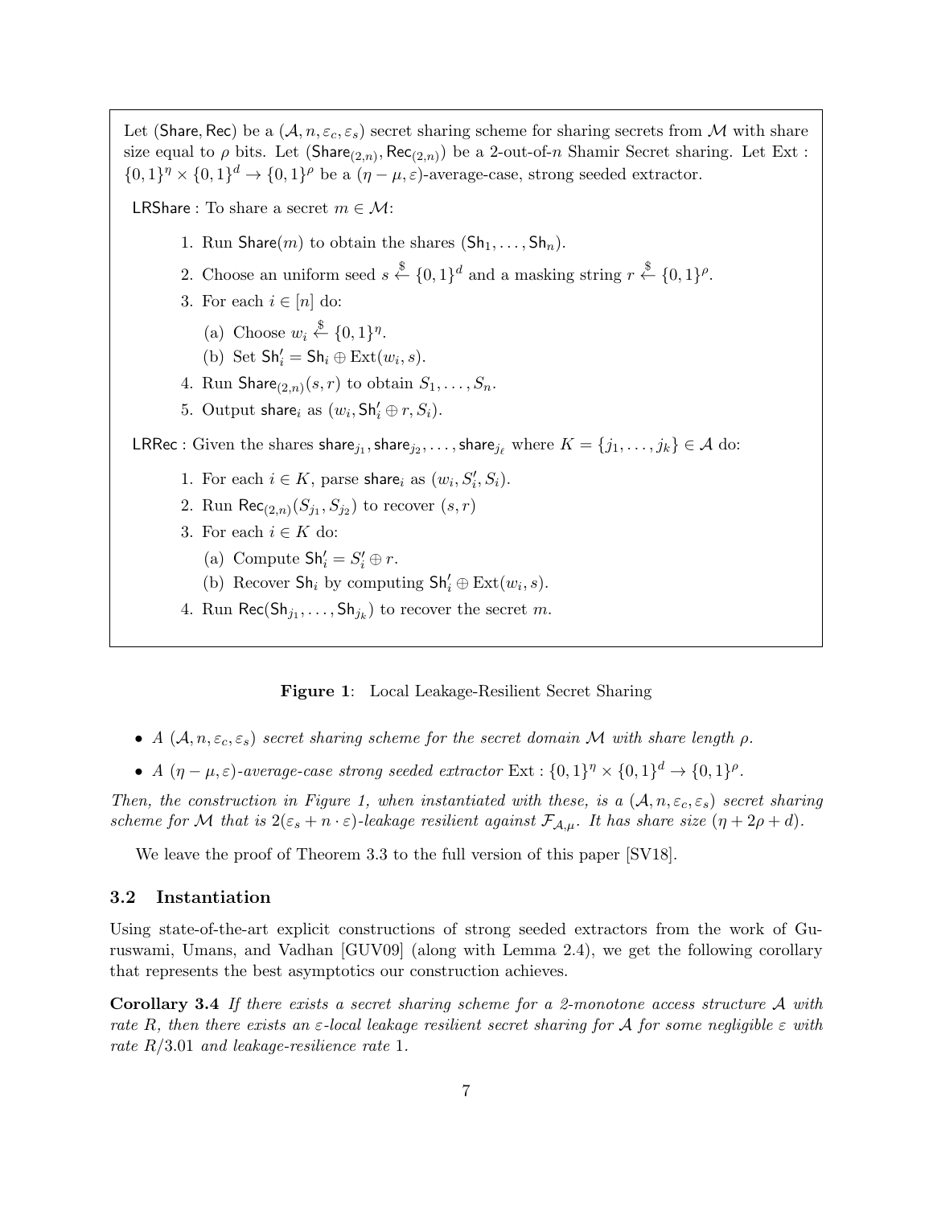Let (Share, Rec) be a $(\mathcal{A}, n, \varepsilon_c, \varepsilon_s)$ secret sharing scheme for sharing secrets from $\mathcal{M}$ with share size equal to $\rho$ bits. Let $(\mathsf{Share}_{(2,n)}, \mathsf{Rec}_{(2,n)})$ be a 2-out-of-$n$ Shamir Secret sharing. Let $\mathrm{Ext} : \{0,1\}^\eta \times \{0,1\}^d \to \{0,1\}^\rho$ be a $(\eta - \mu, \varepsilon)$-average-case, strong seeded extractor.

LRShare : To share a secret $m \in \mathcal{M}$:

1. Run $\mathsf{Share}(m)$ to obtain the shares $(\mathsf{Sh}_1, \ldots, \mathsf{Sh}_n)$.
2. Choose an uniform seed $s \xleftarrow{\$} \{0,1\}^d$ and a masking string $r \xleftarrow{\$} \{0,1\}^\rho$.
3. For each $i \in [n]$ do:
   (a) Choose $w_i \xleftarrow{\$} \{0,1\}^\eta$.
   (b) Set $\mathsf{Sh}'_i = \mathsf{Sh}_i \oplus \mathrm{Ext}(w_i, s)$.
4. Run $\mathsf{Share}_{(2,n)}(s, r)$ to obtain $S_1, \ldots, S_n$.
5. Output $\mathsf{share}_i$ as $(w_i, \mathsf{Sh}'_i \oplus r, S_i)$.

LRRec : Given the shares $\mathsf{share}_{j_1}, \mathsf{share}_{j_2}, \ldots, \mathsf{share}_{j_\ell}$ where $K = \{j_1, \ldots, j_k\} \in \mathcal{A}$ do:

1. For each $i \in K$, parse $\mathsf{share}_i$ as $(w_i, S'_i, S_i)$.
2. Run $\mathsf{Rec}_{(2,n)}(S_{j_1}, S_{j_2})$ to recover $(s, r)$
3. For each $i \in K$ do:
   (a) Compute $\mathsf{Sh}'_i = S'_i \oplus r$.
   (b) Recover $\mathsf{Sh}_i$ by computing $\mathsf{Sh}'_i \oplus \mathrm{Ext}(w_i, s)$.
4. Run $\mathsf{Rec}(\mathsf{Sh}_{j_1}, \ldots, \mathsf{Sh}_{j_k})$ to recover the secret $m$.

**Figure 1**: Local Leakage-Resilient Secret Sharing

- *A $(\mathcal{A}, n, \varepsilon_c, \varepsilon_s)$ secret sharing scheme for the secret domain $\mathcal{M}$ with share length $\rho$.*
- *A $(\eta - \mu, \varepsilon)$-average-case strong seeded extractor $\mathrm{Ext} : \{0,1\}^\eta \times \{0,1\}^d \to \{0,1\}^\rho$.*

*Then, the construction in Figure 1, when instantiated with these, is a $(\mathcal{A}, n, \varepsilon_c, \varepsilon_s)$ secret sharing scheme for $\mathcal{M}$ that is $2(\varepsilon_s + n \cdot \varepsilon)$-leakage resilient against $\mathcal{F}_{\mathcal{A},\mu}$. It has share size $(\eta + 2\rho + d)$.*

We leave the proof of Theorem 3.3 to the full version of this paper [SV18].

### 3.2 Instantiation

Using state-of-the-art explicit constructions of strong seeded extractors from the work of Guruswami, Umans, and Vadhan [GUV09] (along with Lemma 2.4), we get the following corollary that represents the best asymptotics our construction achieves.

**Corollary 3.4** *If there exists a secret sharing scheme for a 2-monotone access structure $\mathcal{A}$ with rate $R$, then there exists an $\varepsilon$-local leakage resilient secret sharing for $\mathcal{A}$ for some negligible $\varepsilon$ with rate $R/3.01$ and leakage-resilience rate 1.*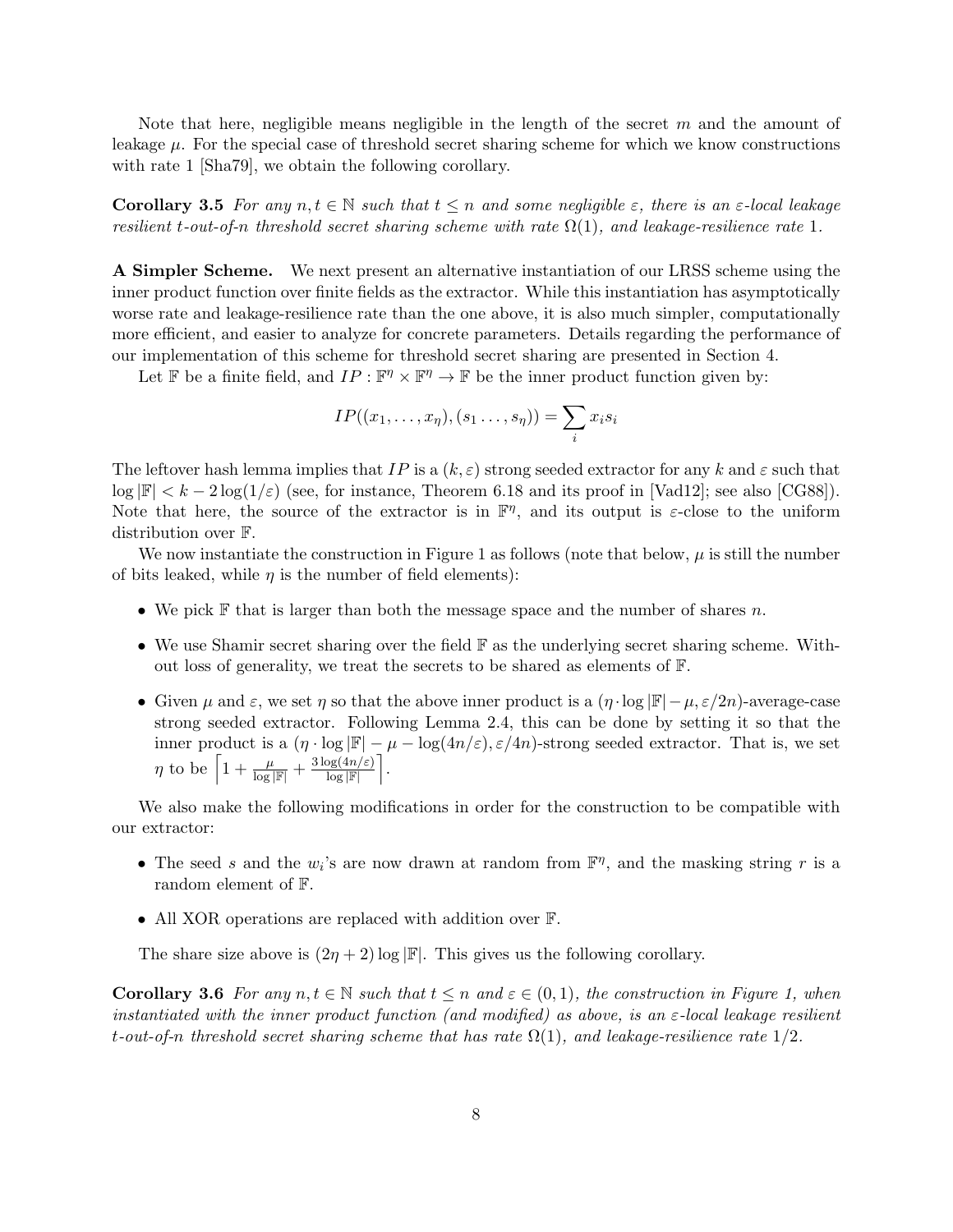Note that here, negligible means negligible in the length of the secret $m$ and the amount of leakage $\mu$. For the special case of threshold secret sharing scheme for which we know constructions with rate 1 [Sha79], we obtain the following corollary.

**Corollary 3.5** *For any $n, t \in \mathbb{N}$ such that $t \le n$ and some negligible $\varepsilon$, there is an $\varepsilon$-local leakage resilient $t$-out-of-$n$ threshold secret sharing scheme with rate $\Omega(1)$, and leakage-resilience rate 1.*

**A Simpler Scheme.** We next present an alternative instantiation of our LRSS scheme using the inner product function over finite fields as the extractor. While this instantiation has asymptotically worse rate and leakage-resilience rate than the one above, it is also much simpler, computationally more efficient, and easier to analyze for concrete parameters. Details regarding the performance of our implementation of this scheme for threshold secret sharing are presented in Section 4.

Let $\mathbb{F}$ be a finite field, and $IP : \mathbb{F}^\eta \times \mathbb{F}^\eta \to \mathbb{F}$ be the inner product function given by:

$$IP((x_1, \ldots, x_\eta), (s_1 \ldots, s_\eta)) = \sum_i x_i s_i$$

The leftover hash lemma implies that $IP$ is a $(k, \varepsilon)$ strong seeded extractor for any $k$ and $\varepsilon$ such that $\log |\mathbb{F}| < k - 2\log(1/\varepsilon)$ (see, for instance, Theorem 6.18 and its proof in [Vad12]; see also [CG88]). Note that here, the source of the extractor is in $\mathbb{F}^\eta$, and its output is $\varepsilon$-close to the uniform distribution over $\mathbb{F}$.

We now instantiate the construction in Figure 1 as follows (note that below, $\mu$ is still the number of bits leaked, while $\eta$ is the number of field elements):

- We pick $\mathbb{F}$ that is larger than both the message space and the number of shares $n$.
- We use Shamir secret sharing over the field $\mathbb{F}$ as the underlying secret sharing scheme. Without loss of generality, we treat the secrets to be shared as elements of $\mathbb{F}$.
- Given $\mu$ and $\varepsilon$, we set $\eta$ so that the above inner product is a $(\eta \cdot \log |\mathbb{F}| - \mu, \varepsilon/2n)$-average-case strong seeded extractor. Following Lemma 2.4, this can be done by setting it so that the inner product is a $(\eta \cdot \log |\mathbb{F}| - \mu - \log(4n/\varepsilon), \varepsilon/4n)$-strong seeded extractor. That is, we set $\eta$ to be $\left\lceil 1 + \frac{\mu}{\log |\mathbb{F}|} + \frac{3\log(4n/\varepsilon)}{\log |\mathbb{F}|} \right\rceil$.

We also make the following modifications in order for the construction to be compatible with our extractor:

- The seed $s$ and the $w_i$'s are now drawn at random from $\mathbb{F}^\eta$, and the masking string $r$ is a random element of $\mathbb{F}$.
- All XOR operations are replaced with addition over $\mathbb{F}$.

The share size above is $(2\eta + 2)\log |\mathbb{F}|$. This gives us the following corollary.

**Corollary 3.6** *For any $n, t \in \mathbb{N}$ such that $t \le n$ and $\varepsilon \in (0, 1)$, the construction in Figure 1, when instantiated with the inner product function (and modified) as above, is an $\varepsilon$-local leakage resilient $t$-out-of-$n$ threshold secret sharing scheme that has rate $\Omega(1)$, and leakage-resilience rate $1/2$.*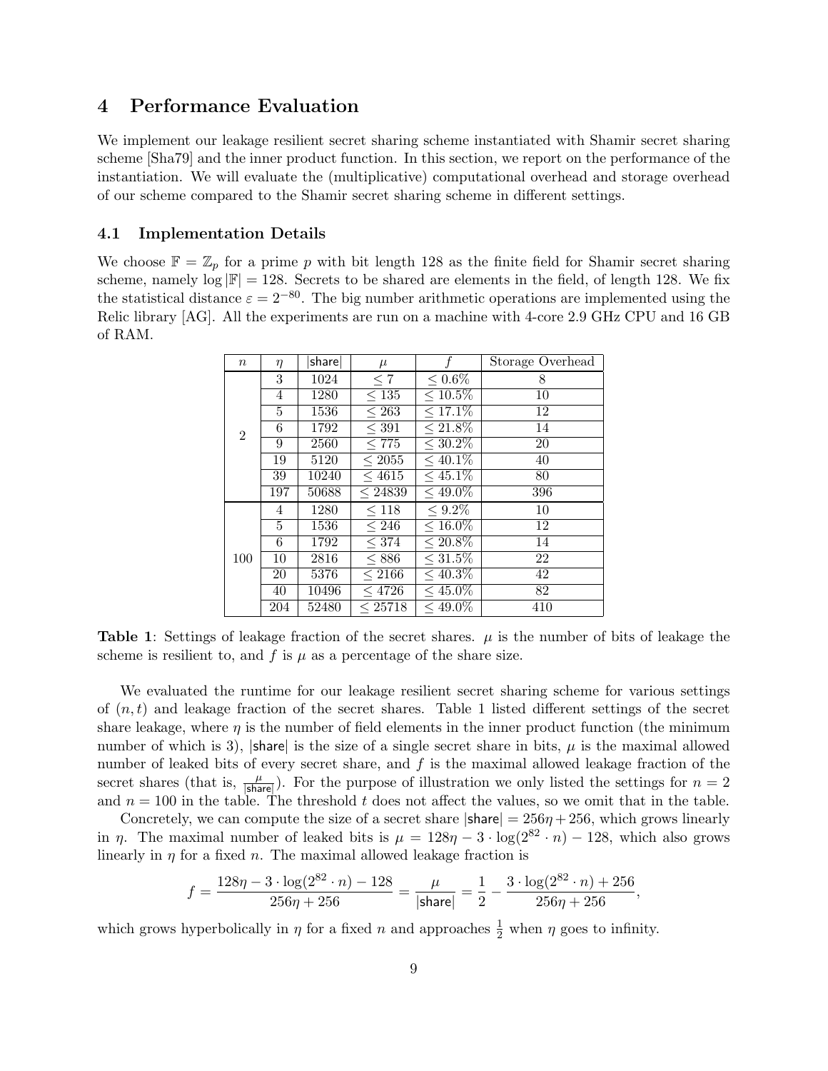## 4 Performance Evaluation

We implement our leakage resilient secret sharing scheme instantiated with Shamir secret sharing scheme [Sha79] and the inner product function. In this section, we report on the performance of the instantiation. We will evaluate the (multiplicative) computational overhead and storage overhead of our scheme compared to the Shamir secret sharing scheme in different settings.

### 4.1 Implementation Details

We choose $\mathbb{F} = \mathbb{Z}_p$ for a prime $p$ with bit length 128 as the finite field for Shamir secret sharing scheme, namely $\log |\mathbb{F}| = 128$. Secrets to be shared are elements in the field, of length 128. We fix the statistical distance $\varepsilon = 2^{-80}$. The big number arithmetic operations are implemented using the Relic library [AG]. All the experiments are run on a machine with 4-core 2.9 GHz CPU and 16 GB of RAM.

| $n$ | $\eta$ | $\lvert\mathsf{share}\rvert$ | $\mu$ | $f$ | Storage Overhead |
|---|---|---|---|---|---|
| 2 | 3 | 1024 | $\leq 7$ | $\leq 0.6\%$ | 8 |
| | 4 | 1280 | $\leq 135$ | $\leq 10.5\%$ | 10 |
| | 5 | 1536 | $\leq 263$ | $\leq 17.1\%$ | 12 |
| | 6 | 1792 | $\leq 391$ | $\leq 21.8\%$ | 14 |
| | 9 | 2560 | $\leq 775$ | $\leq 30.2\%$ | 20 |
| | 19 | 5120 | $\leq 2055$ | $\leq 40.1\%$ | 40 |
| | 39 | 10240 | $\leq 4615$ | $\leq 45.1\%$ | 80 |
| | 197 | 50688 | $\leq 24839$ | $\leq 49.0\%$ | 396 |
| 100 | 4 | 1280 | $\leq 118$ | $\leq 9.2\%$ | 10 |
| | 5 | 1536 | $\leq 246$ | $\leq 16.0\%$ | 12 |
| | 6 | 1792 | $\leq 374$ | $\leq 20.8\%$ | 14 |
| | 10 | 2816 | $\leq 886$ | $\leq 31.5\%$ | 22 |
| | 20 | 5376 | $\leq 2166$ | $\leq 40.3\%$ | 42 |
| | 40 | 10496 | $\leq 4726$ | $\leq 45.0\%$ | 82 |
| | 204 | 52480 | $\leq 25718$ | $\leq 49.0\%$ | 410 |

**Table 1**: Settings of leakage fraction of the secret shares. $\mu$ is the number of bits of leakage the scheme is resilient to, and $f$ is $\mu$ as a percentage of the share size.

We evaluated the runtime for our leakage resilient secret sharing scheme for various settings of $(n, t)$ and leakage fraction of the secret shares. Table 1 listed different settings of the secret share leakage, where $\eta$ is the number of field elements in the inner product function (the minimum number of which is 3), $\lvert\mathsf{share}\rvert$ is the size of a single secret share in bits, $\mu$ is the maximal allowed number of leaked bits of every secret share, and $f$ is the maximal allowed leakage fraction of the secret shares (that is, $\frac{\mu}{\lvert\mathsf{share}\rvert}$). For the purpose of illustration we only listed the settings for $n = 2$ and $n = 100$ in the table. The threshold $t$ does not affect the values, so we omit that in the table.

Concretely, we can compute the size of a secret share $\lvert\mathsf{share}\rvert = 256\eta + 256$, which grows linearly in $\eta$. The maximal number of leaked bits is $\mu = 128\eta - 3 \cdot \log(2^{82} \cdot n) - 128$, which also grows linearly in $\eta$ for a fixed $n$. The maximal allowed leakage fraction is

$$f = \frac{128\eta - 3 \cdot \log(2^{82} \cdot n) - 128}{256\eta + 256} = \frac{\mu}{\lvert\mathsf{share}\rvert} = \frac{1}{2} - \frac{3 \cdot \log(2^{82} \cdot n) + 256}{256\eta + 256},$$

which grows hyperbolically in $\eta$ for a fixed $n$ and approaches $\frac{1}{2}$ when $\eta$ goes to infinity.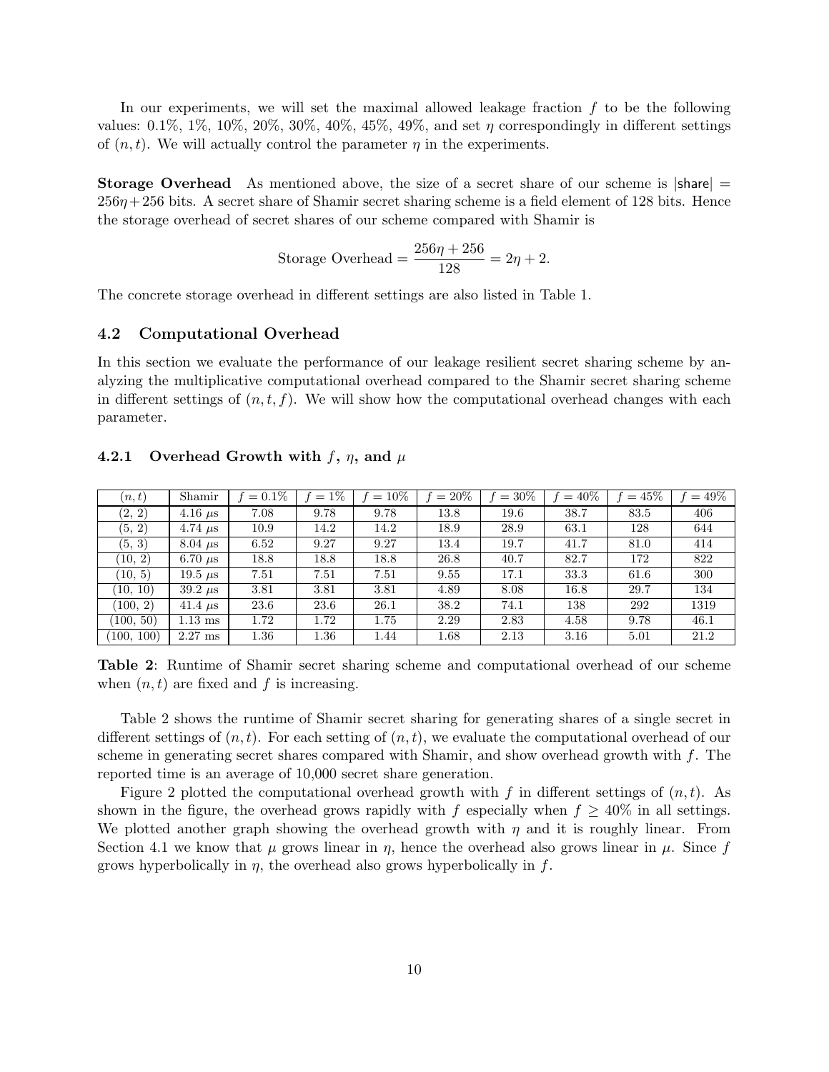In our experiments, we will set the maximal allowed leakage fraction $f$ to be the following values: 0.1%, 1%, 10%, 20%, 30%, 40%, 45%, 49%, and set $\eta$ correspondingly in different settings of $(n, t)$. We will actually control the parameter $\eta$ in the experiments.

**Storage Overhead** As mentioned above, the size of a secret share of our scheme is $|\mathsf{share}| = 256\eta + 256$ bits. A secret share of Shamir secret sharing scheme is a field element of 128 bits. Hence the storage overhead of secret shares of our scheme compared with Shamir is

$$\text{Storage Overhead} = \frac{256\eta + 256}{128} = 2\eta + 2.$$

The concrete storage overhead in different settings are also listed in Table 1.

## 4.2 Computational Overhead

In this section we evaluate the performance of our leakage resilient secret sharing scheme by analyzing the multiplicative computational overhead compared to the Shamir secret sharing scheme in different settings of $(n, t, f)$. We will show how the computational overhead changes with each parameter.

### 4.2.1 Overhead Growth with $f$, $\eta$, and $\mu$

| $(n, t)$ | Shamir | $f = 0.1\%$ | $f = 1\%$ | $f = 10\%$ | $f = 20\%$ | $f = 30\%$ | $f = 40\%$ | $f = 45\%$ | $f = 49\%$ |
|---|---|---|---|---|---|---|---|---|---|
| (2, 2) | 4.16 $\mu$s | 7.08 | 9.78 | 9.78 | 13.8 | 19.6 | 38.7 | 83.5 | 406 |
| (5, 2) | 4.74 $\mu$s | 10.9 | 14.2 | 14.2 | 18.9 | 28.9 | 63.1 | 128 | 644 |
| (5, 3) | 8.04 $\mu$s | 6.52 | 9.27 | 9.27 | 13.4 | 19.7 | 41.7 | 81.0 | 414 |
| (10, 2) | 6.70 $\mu$s | 18.8 | 18.8 | 18.8 | 26.8 | 40.7 | 82.7 | 172 | 822 |
| (10, 5) | 19.5 $\mu$s | 7.51 | 7.51 | 7.51 | 9.55 | 17.1 | 33.3 | 61.6 | 300 |
| (10, 10) | 39.2 $\mu$s | 3.81 | 3.81 | 3.81 | 4.89 | 8.08 | 16.8 | 29.7 | 134 |
| (100, 2) | 41.4 $\mu$s | 23.6 | 23.6 | 26.1 | 38.2 | 74.1 | 138 | 292 | 1319 |
| (100, 50) | 1.13 ms | 1.72 | 1.72 | 1.75 | 2.29 | 2.83 | 4.58 | 9.78 | 46.1 |
| (100, 100) | 2.27 ms | 1.36 | 1.36 | 1.44 | 1.68 | 2.13 | 3.16 | 5.01 | 21.2 |

**Table 2**: Runtime of Shamir secret sharing scheme and computational overhead of our scheme when $(n, t)$ are fixed and $f$ is increasing.

Table 2 shows the runtime of Shamir secret sharing for generating shares of a single secret in different settings of $(n, t)$. For each setting of $(n, t)$, we evaluate the computational overhead of our scheme in generating secret shares compared with Shamir, and show overhead growth with $f$. The reported time is an average of 10,000 secret share generation.

Figure 2 plotted the computational overhead growth with $f$ in different settings of $(n, t)$. As shown in the figure, the overhead grows rapidly with $f$ especially when $f \geq 40\%$ in all settings. We plotted another graph showing the overhead growth with $\eta$ and it is roughly linear. From Section 4.1 we know that $\mu$ grows linear in $\eta$, hence the overhead also grows linear in $\mu$. Since $f$ grows hyperbolically in $\eta$, the overhead also grows hyperbolically in $f$.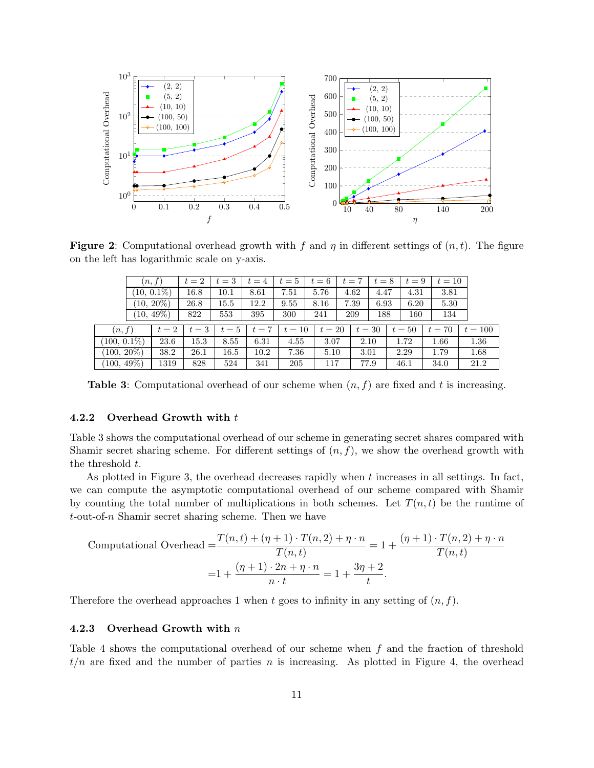**Figure 2**: Computational overhead growth with $f$ and $\eta$ in different settings of $(n, t)$. The figure on the left has logarithmic scale on y-axis.

| $(n, f)$ | $t = 2$ | $t = 3$ | $t = 4$ | $t = 5$ | $t = 6$ | $t = 7$ | $t = 8$ | $t = 9$ | $t = 10$ |
|---|---|---|---|---|---|---|---|---|---|
| (10, 0.1%) | 16.8 | 10.1 | 8.61 | 7.51 | 5.76 | 4.62 | 4.47 | 4.31 | 3.81 |
| (10, 20%) | 26.8 | 15.5 | 12.2 | 9.55 | 8.16 | 7.39 | 6.93 | 6.20 | 5.30 |
| (10, 49%) | 822 | 553 | 395 | 300 | 241 | 209 | 188 | 160 | 134 |

| $(n, f)$ | $t = 2$ | $t = 3$ | $t = 5$ | $t = 7$ | $t = 10$ | $t = 20$ | $t = 30$ | $t = 50$ | $t = 70$ | $t = 100$ |
|---|---|---|---|---|---|---|---|---|---|---|
| (100, 0.1%) | 23.6 | 15.3 | 8.55 | 6.31 | 4.55 | 3.07 | 2.10 | 1.72 | 1.66 | 1.36 |
| (100, 20%) | 38.2 | 26.1 | 16.5 | 10.2 | 7.36 | 5.10 | 3.01 | 2.29 | 1.79 | 1.68 |
| (100, 49%) | 1319 | 828 | 524 | 341 | 205 | 117 | 77.9 | 46.1 | 34.0 | 21.2 |

**Table 3**: Computational overhead of our scheme when $(n, f)$ are fixed and $t$ is increasing.

#### 4.2.2 Overhead Growth with $t$

Table 3 shows the computational overhead of our scheme in generating secret shares compared with Shamir secret sharing scheme. For different settings of $(n, f)$, we show the overhead growth with the threshold $t$.

As plotted in Figure 3, the overhead decreases rapidly when $t$ increases in all settings. In fact, we can compute the asymptotic computational overhead of our scheme compared with Shamir by counting the total number of multiplications in both schemes. Let $T(n, t)$ be the runtime of $t$-out-of-$n$ Shamir secret sharing scheme. Then we have

$$
\begin{aligned}
\text{Computational Overhead} &= \frac{T(n,t) + (\eta + 1) \cdot T(n, 2) + \eta \cdot n}{T(n,t)} = 1 + \frac{(\eta + 1) \cdot T(n, 2) + \eta \cdot n}{T(n,t)} \\
&= 1 + \frac{(\eta + 1) \cdot 2n + \eta \cdot n}{n \cdot t} = 1 + \frac{3\eta + 2}{t}.
\end{aligned}
$$

Therefore the overhead approaches 1 when $t$ goes to infinity in any setting of $(n, f)$.

#### 4.2.3 Overhead Growth with $n$

Table 4 shows the computational overhead of our scheme when $f$ and the fraction of threshold $t/n$ are fixed and the number of parties $n$ is increasing. As plotted in Figure 4, the overhead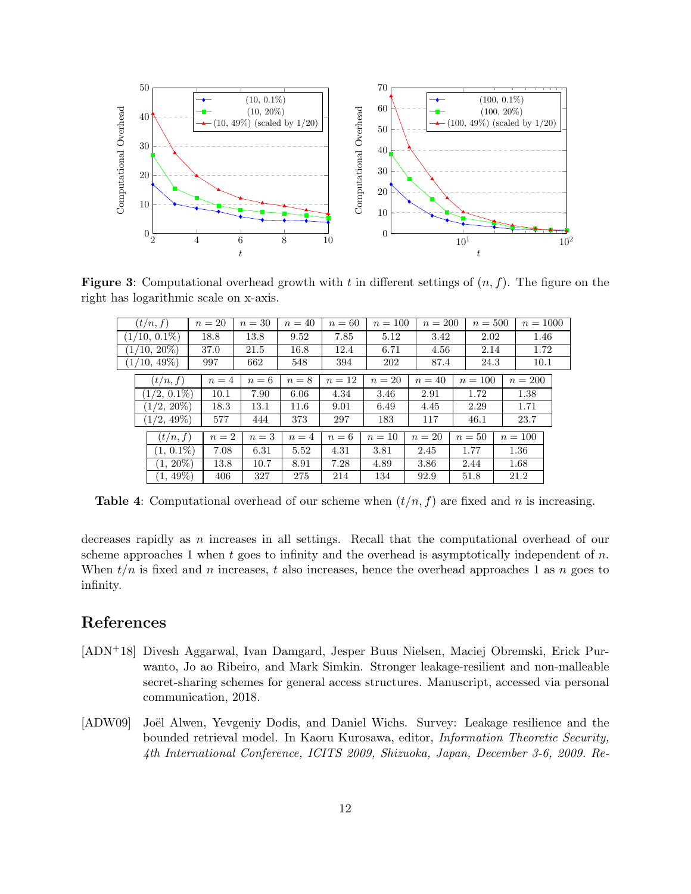**Figure 3**: Computational overhead growth with $t$ in different settings of $(n, f)$. The figure on the right has logarithmic scale on x-axis.

| $(t/n, f)$ | $n = 20$ | $n = 30$ | $n = 40$ | $n = 60$ | $n = 100$ | $n = 200$ | $n = 500$ | $n = 1000$ |
|---|---|---|---|---|---|---|---|---|
| (1/10, 0.1%) | 18.8 | 13.8 | 9.52 | 7.85 | 5.12 | 3.42 | 2.02 | 1.46 |
| (1/10, 20%) | 37.0 | 21.5 | 16.8 | 12.4 | 6.71 | 4.56 | 2.14 | 1.72 |
| (1/10, 49%) | 997 | 662 | 548 | 394 | 202 | 87.4 | 24.3 | 10.1 |

| $(t/n, f)$ | $n = 4$ | $n = 6$ | $n = 8$ | $n = 12$ | $n = 20$ | $n = 40$ | $n = 100$ | $n = 200$ |
|---|---|---|---|---|---|---|---|---|
| (1/2, 0.1%) | 10.1 | 7.90 | 6.06 | 4.34 | 3.46 | 2.91 | 1.72 | 1.38 |
| (1/2, 20%) | 18.3 | 13.1 | 11.6 | 9.01 | 6.49 | 4.45 | 2.29 | 1.71 |
| (1/2, 49%) | 577 | 444 | 373 | 297 | 183 | 117 | 46.1 | 23.7 |

| $(t/n, f)$ | $n = 2$ | $n = 3$ | $n = 4$ | $n = 6$ | $n = 10$ | $n = 20$ | $n = 50$ | $n = 100$ |
|---|---|---|---|---|---|---|---|---|
| (1, 0.1%) | 7.08 | 6.31 | 5.52 | 4.31 | 3.81 | 2.45 | 1.77 | 1.36 |
| (1, 20%) | 13.8 | 10.7 | 8.91 | 7.28 | 4.89 | 3.86 | 2.44 | 1.68 |
| (1, 49%) | 406 | 327 | 275 | 214 | 134 | 92.9 | 51.8 | 21.2 |

**Table 4**: Computational overhead of our scheme when $(t/n, f)$ are fixed and $n$ is increasing.

decreases rapidly as $n$ increases in all settings. Recall that the computational overhead of our scheme approaches 1 when $t$ goes to infinity and the overhead is asymptotically independent of $n$. When $t/n$ is fixed and $n$ increases, $t$ also increases, hence the overhead approaches 1 as $n$ goes to infinity.

## References

[ADN+18] Divesh Aggarwal, Ivan Damgard, Jesper Buus Nielsen, Maciej Obremski, Erick Purwanto, Jo ao Ribeiro, and Mark Simkin. Stronger leakage-resilient and non-malleable secret-sharing schemes for general access structures. Manuscript, accessed via personal communication, 2018.

[ADW09] Joël Alwen, Yevgeniy Dodis, and Daniel Wichs. Survey: Leakage resilience and the bounded retrieval model. In Kaoru Kurosawa, editor, *Information Theoretic Security, 4th International Conference, ICITS 2009, Shizuoka, Japan, December 3-6, 2009. Re-*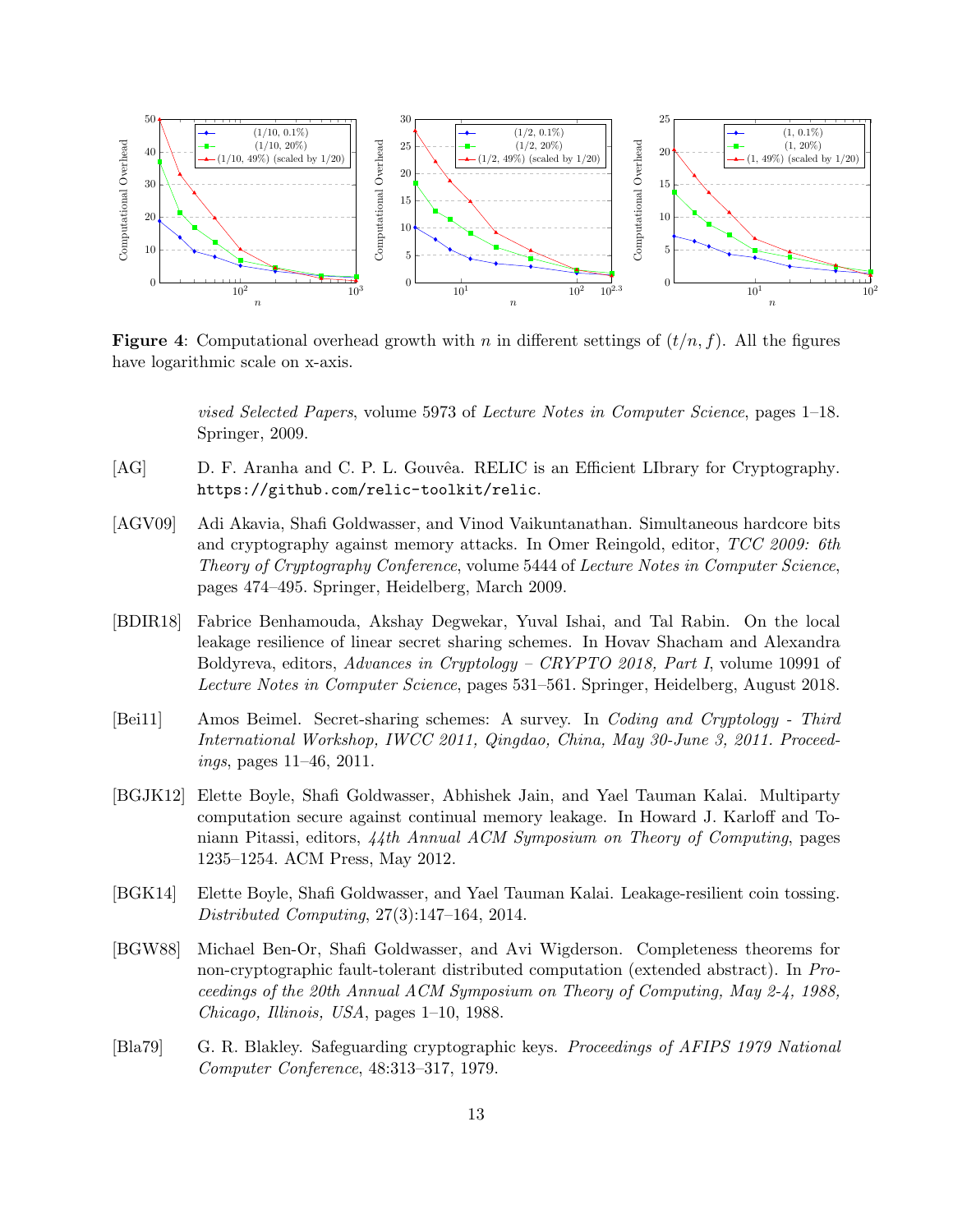**Figure 4**: Computational overhead growth with $n$ in different settings of $(t/n, f)$. All the figures have logarithmic scale on x-axis.

*vised Selected Papers*, volume 5973 of *Lecture Notes in Computer Science*, pages 1–18. Springer, 2009.

[AG] D. F. Aranha and C. P. L. Gouvêa. RELIC is an Efficient LIbrary for Cryptography. `https://github.com/relic-toolkit/relic`.

[AGV09] Adi Akavia, Shafi Goldwasser, and Vinod Vaikuntanathan. Simultaneous hardcore bits and cryptography against memory attacks. In Omer Reingold, editor, *TCC 2009: 6th Theory of Cryptography Conference*, volume 5444 of *Lecture Notes in Computer Science*, pages 474–495. Springer, Heidelberg, March 2009.

[BDIR18] Fabrice Benhamouda, Akshay Degwekar, Yuval Ishai, and Tal Rabin. On the local leakage resilience of linear secret sharing schemes. In Hovav Shacham and Alexandra Boldyreva, editors, *Advances in Cryptology – CRYPTO 2018, Part I*, volume 10991 of *Lecture Notes in Computer Science*, pages 531–561. Springer, Heidelberg, August 2018.

[Bei11] Amos Beimel. Secret-sharing schemes: A survey. In *Coding and Cryptology - Third International Workshop, IWCC 2011, Qingdao, China, May 30-June 3, 2011. Proceedings*, pages 11–46, 2011.

[BGJK12] Elette Boyle, Shafi Goldwasser, Abhishek Jain, and Yael Tauman Kalai. Multiparty computation secure against continual memory leakage. In Howard J. Karloff and Toniann Pitassi, editors, *44th Annual ACM Symposium on Theory of Computing*, pages 1235–1254. ACM Press, May 2012.

[BGK14] Elette Boyle, Shafi Goldwasser, and Yael Tauman Kalai. Leakage-resilient coin tossing. *Distributed Computing*, 27(3):147–164, 2014.

[BGW88] Michael Ben-Or, Shafi Goldwasser, and Avi Wigderson. Completeness theorems for non-cryptographic fault-tolerant distributed computation (extended abstract). In *Proceedings of the 20th Annual ACM Symposium on Theory of Computing, May 2-4, 1988, Chicago, Illinois, USA*, pages 1–10, 1988.

[Bla79] G. R. Blakley. Safeguarding cryptographic keys. *Proceedings of AFIPS 1979 National Computer Conference*, 48:313–317, 1979.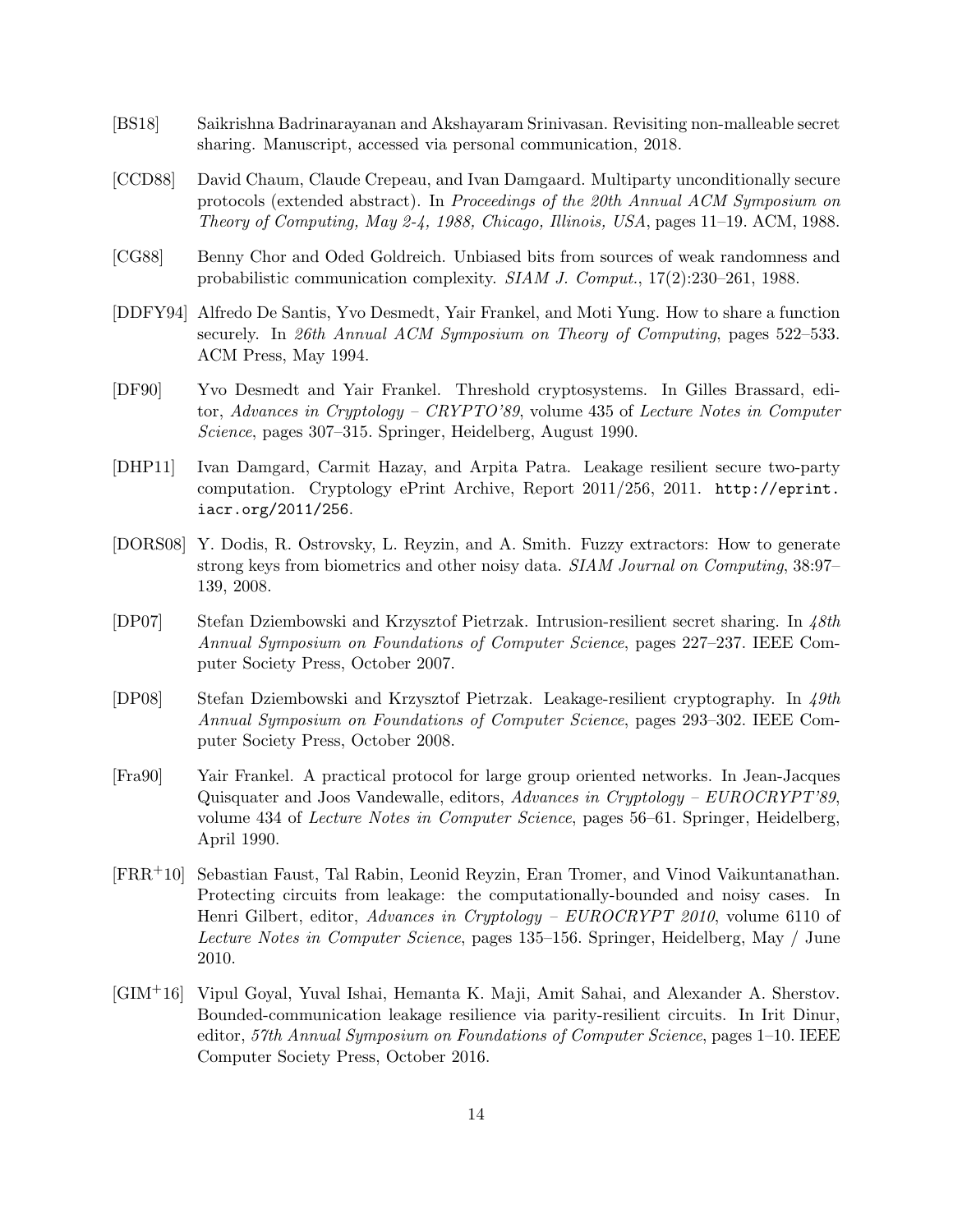[BS18] Saikrishna Badrinarayanan and Akshayaram Srinivasan. Revisiting non-malleable secret sharing. Manuscript, accessed via personal communication, 2018.

[CCD88] David Chaum, Claude Crepeau, and Ivan Damgaard. Multiparty unconditionally secure protocols (extended abstract). In *Proceedings of the 20th Annual ACM Symposium on Theory of Computing, May 2-4, 1988, Chicago, Illinois, USA*, pages 11–19. ACM, 1988.

[CG88] Benny Chor and Oded Goldreich. Unbiased bits from sources of weak randomness and probabilistic communication complexity. *SIAM J. Comput.*, 17(2):230–261, 1988.

[DDFY94] Alfredo De Santis, Yvo Desmedt, Yair Frankel, and Moti Yung. How to share a function securely. In *26th Annual ACM Symposium on Theory of Computing*, pages 522–533. ACM Press, May 1994.

[DF90] Yvo Desmedt and Yair Frankel. Threshold cryptosystems. In Gilles Brassard, editor, *Advances in Cryptology – CRYPTO'89*, volume 435 of *Lecture Notes in Computer Science*, pages 307–315. Springer, Heidelberg, August 1990.

[DHP11] Ivan Damgard, Carmit Hazay, and Arpita Patra. Leakage resilient secure two-party computation. Cryptology ePrint Archive, Report 2011/256, 2011. `http://eprint.iacr.org/2011/256`.

[DORS08] Y. Dodis, R. Ostrovsky, L. Reyzin, and A. Smith. Fuzzy extractors: How to generate strong keys from biometrics and other noisy data. *SIAM Journal on Computing*, 38:97–139, 2008.

[DP07] Stefan Dziembowski and Krzysztof Pietrzak. Intrusion-resilient secret sharing. In *48th Annual Symposium on Foundations of Computer Science*, pages 227–237. IEEE Computer Society Press, October 2007.

[DP08] Stefan Dziembowski and Krzysztof Pietrzak. Leakage-resilient cryptography. In *49th Annual Symposium on Foundations of Computer Science*, pages 293–302. IEEE Computer Society Press, October 2008.

[Fra90] Yair Frankel. A practical protocol for large group oriented networks. In Jean-Jacques Quisquater and Joos Vandewalle, editors, *Advances in Cryptology – EUROCRYPT'89*, volume 434 of *Lecture Notes in Computer Science*, pages 56–61. Springer, Heidelberg, April 1990.

[FRR+10] Sebastian Faust, Tal Rabin, Leonid Reyzin, Eran Tromer, and Vinod Vaikuntanathan. Protecting circuits from leakage: the computationally-bounded and noisy cases. In Henri Gilbert, editor, *Advances in Cryptology – EUROCRYPT 2010*, volume 6110 of *Lecture Notes in Computer Science*, pages 135–156. Springer, Heidelberg, May / June 2010.

[GIM+16] Vipul Goyal, Yuval Ishai, Hemanta K. Maji, Amit Sahai, and Alexander A. Sherstov. Bounded-communication leakage resilience via parity-resilient circuits. In Irit Dinur, editor, *57th Annual Symposium on Foundations of Computer Science*, pages 1–10. IEEE Computer Society Press, October 2016.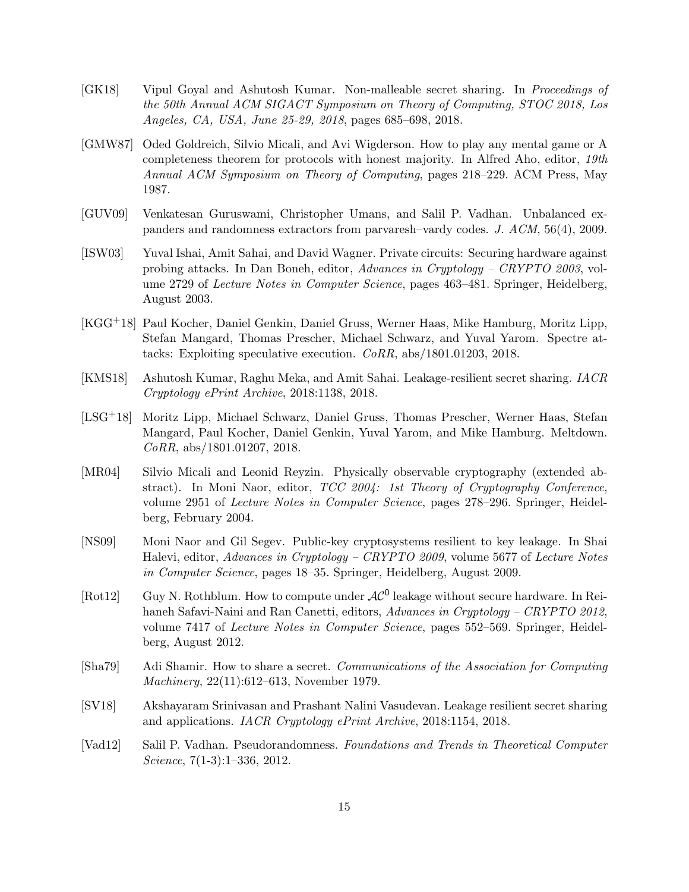[GK18] Vipul Goyal and Ashutosh Kumar. Non-malleable secret sharing. In *Proceedings of the 50th Annual ACM SIGACT Symposium on Theory of Computing, STOC 2018, Los Angeles, CA, USA, June 25-29, 2018*, pages 685–698, 2018.

[GMW87] Oded Goldreich, Silvio Micali, and Avi Wigderson. How to play any mental game or A completeness theorem for protocols with honest majority. In Alfred Aho, editor, *19th Annual ACM Symposium on Theory of Computing*, pages 218–229. ACM Press, May 1987.

[GUV09] Venkatesan Guruswami, Christopher Umans, and Salil P. Vadhan. Unbalanced expanders and randomness extractors from parvaresh–vardy codes. *J. ACM*, 56(4), 2009.

[ISW03] Yuval Ishai, Amit Sahai, and David Wagner. Private circuits: Securing hardware against probing attacks. In Dan Boneh, editor, *Advances in Cryptology – CRYPTO 2003*, volume 2729 of *Lecture Notes in Computer Science*, pages 463–481. Springer, Heidelberg, August 2003.

[KGG$^+$18] Paul Kocher, Daniel Genkin, Daniel Gruss, Werner Haas, Mike Hamburg, Moritz Lipp, Stefan Mangard, Thomas Prescher, Michael Schwarz, and Yuval Yarom. Spectre attacks: Exploiting speculative execution. *CoRR*, abs/1801.01203, 2018.

[KMS18] Ashutosh Kumar, Raghu Meka, and Amit Sahai. Leakage-resilient secret sharing. *IACR Cryptology ePrint Archive*, 2018:1138, 2018.

[LSG$^+$18] Moritz Lipp, Michael Schwarz, Daniel Gruss, Thomas Prescher, Werner Haas, Stefan Mangard, Paul Kocher, Daniel Genkin, Yuval Yarom, and Mike Hamburg. Meltdown. *CoRR*, abs/1801.01207, 2018.

[MR04] Silvio Micali and Leonid Reyzin. Physically observable cryptography (extended abstract). In Moni Naor, editor, *TCC 2004: 1st Theory of Cryptography Conference*, volume 2951 of *Lecture Notes in Computer Science*, pages 278–296. Springer, Heidelberg, February 2004.

[NS09] Moni Naor and Gil Segev. Public-key cryptosystems resilient to key leakage. In Shai Halevi, editor, *Advances in Cryptology – CRYPTO 2009*, volume 5677 of *Lecture Notes in Computer Science*, pages 18–35. Springer, Heidelberg, August 2009.

[Rot12] Guy N. Rothblum. How to compute under $\mathcal{AC}^0$ leakage without secure hardware. In Reihaneh Safavi-Naini and Ran Canetti, editors, *Advances in Cryptology – CRYPTO 2012*, volume 7417 of *Lecture Notes in Computer Science*, pages 552–569. Springer, Heidelberg, August 2012.

[Sha79] Adi Shamir. How to share a secret. *Communications of the Association for Computing Machinery*, 22(11):612–613, November 1979.

[SV18] Akshayaram Srinivasan and Prashant Nalini Vasudevan. Leakage resilient secret sharing and applications. *IACR Cryptology ePrint Archive*, 2018:1154, 2018.

[Vad12] Salil P. Vadhan. Pseudorandomness. *Foundations and Trends in Theoretical Computer Science*, 7(1-3):1–336, 2012.